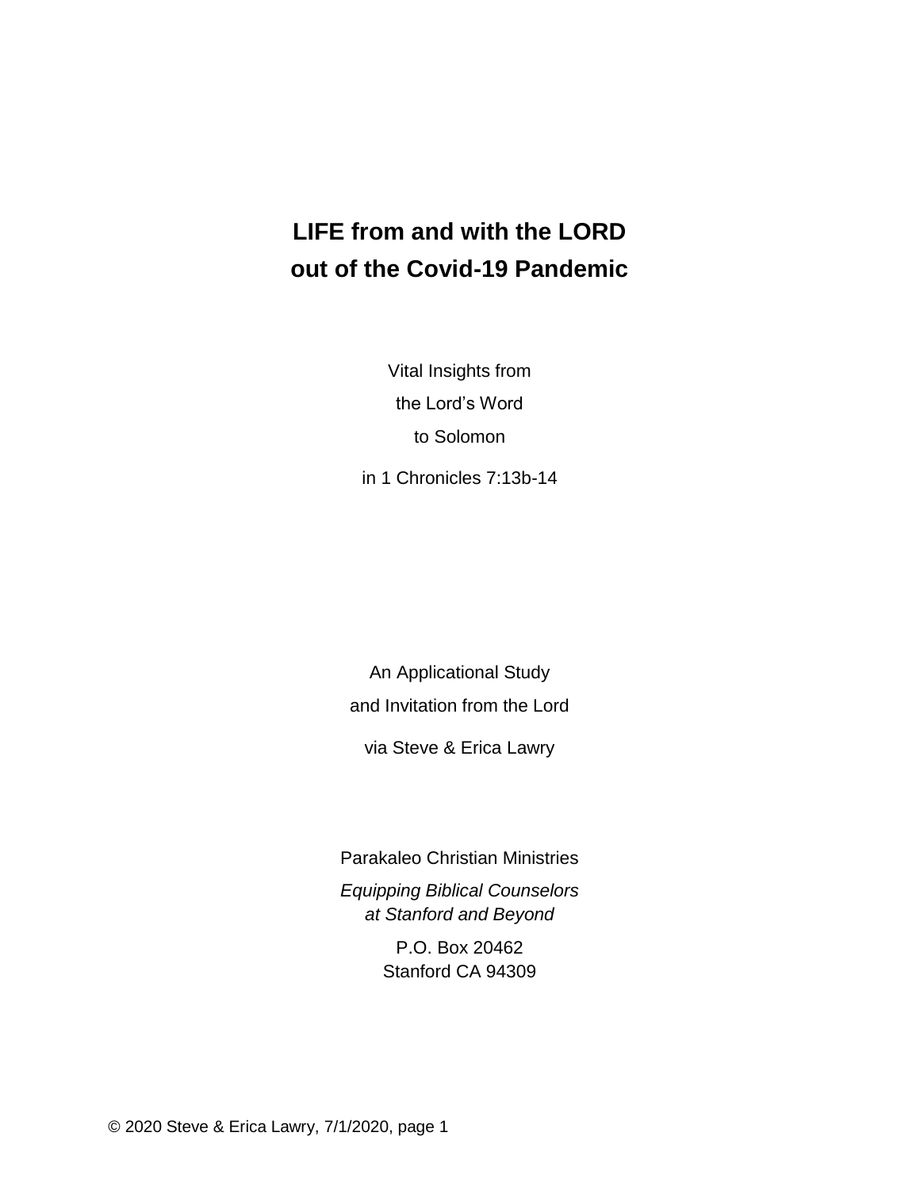# LIFE from and with the LORD out of the Covid-19 Pandemic

Vital Insights from
the Lord's Word
to Solomon

in 1 Chronicles 7:13b-14

An Applicational Study
and Invitation from the Lord

via Steve & Erica Lawry

Parakaleo Christian Ministries

*Equipping Biblical Counselors*
*at Stanford and Beyond*

P.O. Box 20462
Stanford CA 94309

© 2020 Steve & Erica Lawry, 7/1/2020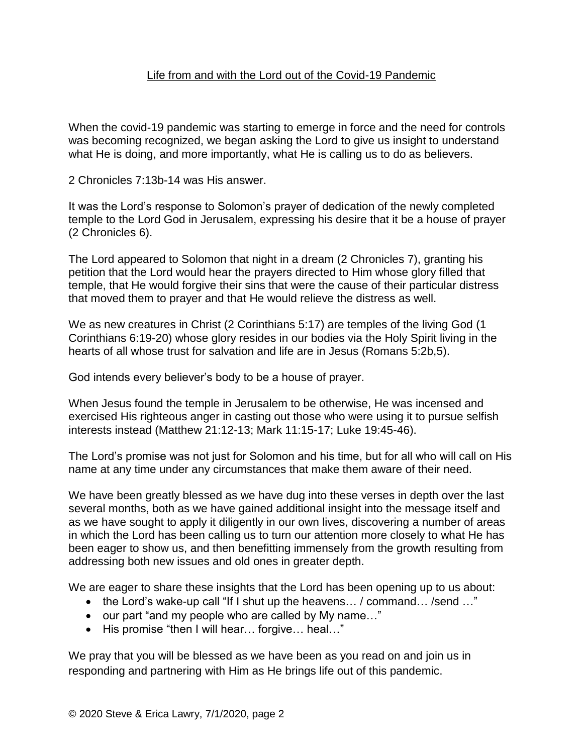# Life from and with the Lord out of the Covid-19 Pandemic

When the covid-19 pandemic was starting to emerge in force and the need for controls was becoming recognized, we began asking the Lord to give us insight to understand what He is doing, and more importantly, what He is calling us to do as believers.

2 Chronicles 7:13b-14 was His answer.

It was the Lord's response to Solomon's prayer of dedication of the newly completed temple to the Lord God in Jerusalem, expressing his desire that it be a house of prayer (2 Chronicles 6).

The Lord appeared to Solomon that night in a dream (2 Chronicles 7), granting his petition that the Lord would hear the prayers directed to Him whose glory filled that temple, that He would forgive their sins that were the cause of their particular distress that moved them to prayer and that He would relieve the distress as well.

We as new creatures in Christ (2 Corinthians 5:17) are temples of the living God (1 Corinthians 6:19-20) whose glory resides in our bodies via the Holy Spirit living in the hearts of all whose trust for salvation and life are in Jesus (Romans 5:2b,5).

God intends every believer's body to be a house of prayer.

When Jesus found the temple in Jerusalem to be otherwise, He was incensed and exercised His righteous anger in casting out those who were using it to pursue selfish interests instead (Matthew 21:12-13; Mark 11:15-17; Luke 19:45-46).

The Lord's promise was not just for Solomon and his time, but for all who will call on His name at any time under any circumstances that make them aware of their need.

We have been greatly blessed as we have dug into these verses in depth over the last several months, both as we have gained additional insight into the message itself and as we have sought to apply it diligently in our own lives, discovering a number of areas in which the Lord has been calling us to turn our attention more closely to what He has been eager to show us, and then benefitting immensely from the growth resulting from addressing both new issues and old ones in greater depth.

We are eager to share these insights that the Lord has been opening up to us about:

- the Lord's wake-up call "If I shut up the heavens… / command… /send …"
- our part "and my people who are called by My name…"
- His promise "then I will hear… forgive… heal…"

We pray that you will be blessed as we have been as you read on and join us in responding and partnering with Him as He brings life out of this pandemic.

© 2020 Steve & Erica Lawry, 7/1/2020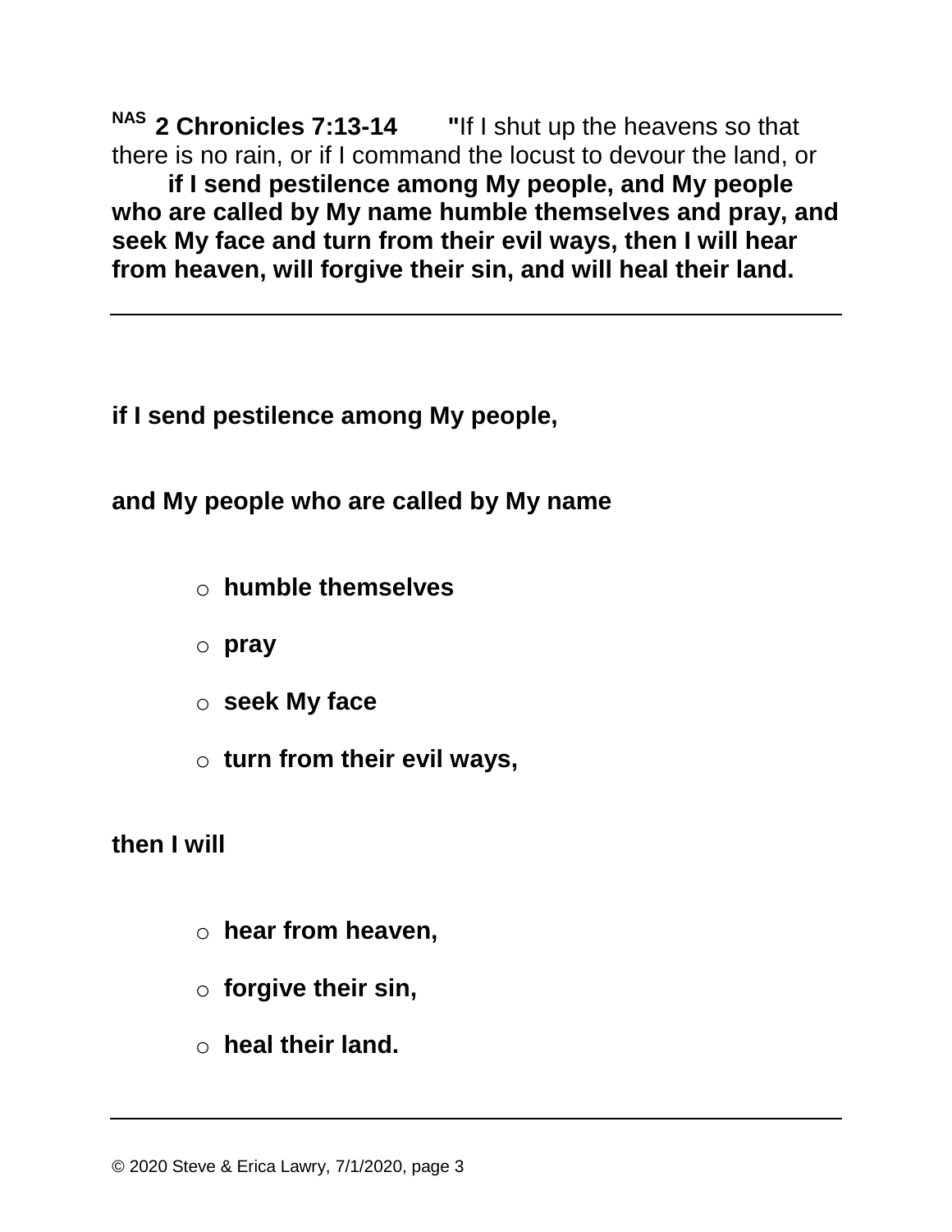[NAS] **2 Chronicles 7:13-14** **"**If I shut up the heavens so that there is no rain, or if I command the locust to devour the land, or **if I send pestilence among My people, and My people who are called by My name humble themselves and pray, and seek My face and turn from their evil ways, then I will hear from heaven, will forgive their sin, and will heal their land.**

---

**if I send pestilence among My people,**

**and My people who are called by My name**

- **humble themselves**
- **pray**
- **seek My face**
- **turn from their evil ways,**

**then I will**

- **hear from heaven,**
- **forgive their sin,**
- **heal their land.**

---

© 2020 Steve & Erica Lawry, 7/1/2020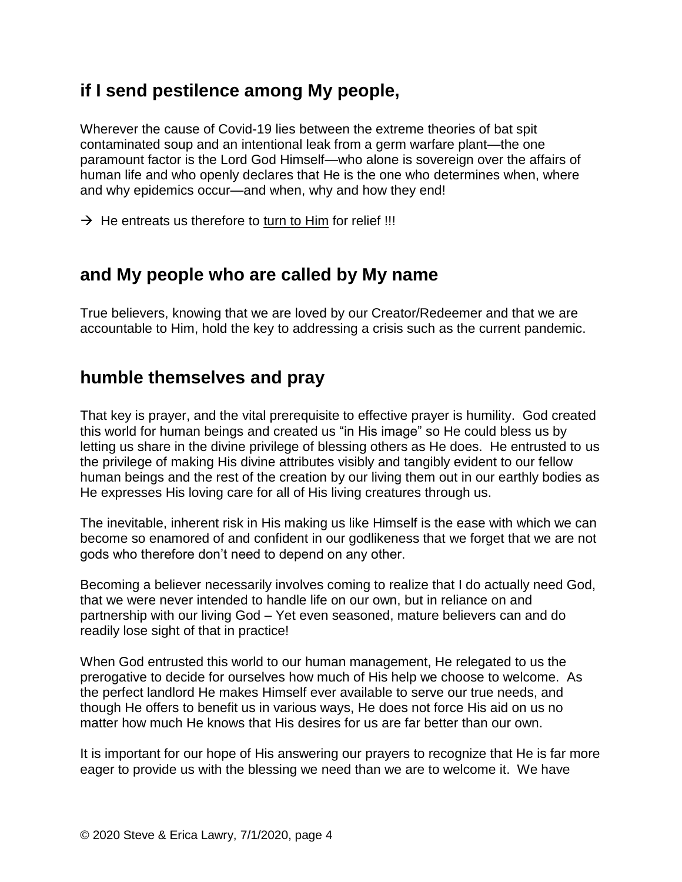## if I send pestilence among My people,

Wherever the cause of Covid-19 lies between the extreme theories of bat spit contaminated soup and an intentional leak from a germ warfare plant—the one paramount factor is the Lord God Himself—who alone is sovereign over the affairs of human life and who openly declares that He is the one who determines when, where and why epidemics occur—and when, why and how they end!

→ He entreats us therefore to <u>turn to Him</u> for relief !!!

## and My people who are called by My name

True believers, knowing that we are loved by our Creator/Redeemer and that we are accountable to Him, hold the key to addressing a crisis such as the current pandemic.

## humble themselves and pray

That key is prayer, and the vital prerequisite to effective prayer is humility. God created this world for human beings and created us "in His image" so He could bless us by letting us share in the divine privilege of blessing others as He does. He entrusted to us the privilege of making His divine attributes visibly and tangibly evident to our fellow human beings and the rest of the creation by our living them out in our earthly bodies as He expresses His loving care for all of His living creatures through us.

The inevitable, inherent risk in His making us like Himself is the ease with which we can become so enamored of and confident in our godlikeness that we forget that we are not gods who therefore don't need to depend on any other.

Becoming a believer necessarily involves coming to realize that I do actually need God, that we were never intended to handle life on our own, but in reliance on and partnership with our living God – Yet even seasoned, mature believers can and do readily lose sight of that in practice!

When God entrusted this world to our human management, He relegated to us the prerogative to decide for ourselves how much of His help we choose to welcome. As the perfect landlord He makes Himself ever available to serve our true needs, and though He offers to benefit us in various ways, He does not force His aid on us no matter how much He knows that His desires for us are far better than our own.

It is important for our hope of His answering our prayers to recognize that He is far more eager to provide us with the blessing we need than we are to welcome it. We have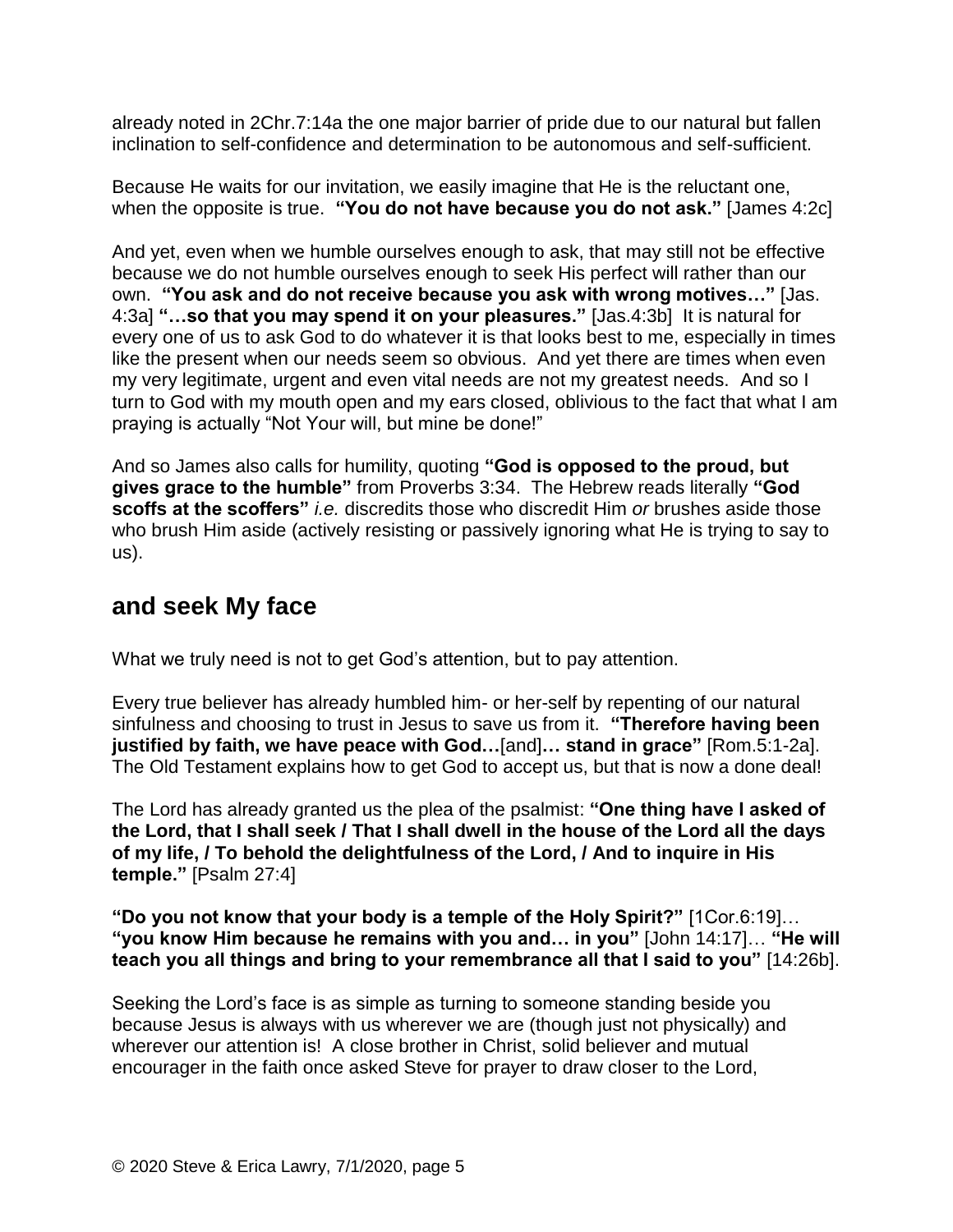already noted in 2Chr.7:14a the one major barrier of pride due to our natural but fallen inclination to self-confidence and determination to be autonomous and self-sufficient.

Because He waits for our invitation, we easily imagine that He is the reluctant one, when the opposite is true. **"You do not have because you do not ask."** [James 4:2c]

And yet, even when we humble ourselves enough to ask, that may still not be effective because we do not humble ourselves enough to seek His perfect will rather than our own. **"You ask and do not receive because you ask with wrong motives…"** [Jas. 4:3a] **"…so that you may spend it on your pleasures."** [Jas.4:3b] It is natural for every one of us to ask God to do whatever it is that looks best to me, especially in times like the present when our needs seem so obvious. And yet there are times when even my very legitimate, urgent and even vital needs are not my greatest needs. And so I turn to God with my mouth open and my ears closed, oblivious to the fact that what I am praying is actually "Not Your will, but mine be done!"

And so James also calls for humility, quoting **"God is opposed to the proud, but gives grace to the humble"** from Proverbs 3:34. The Hebrew reads literally **"God scoffs at the scoffers"** *i.e.* discredits those who discredit Him *or* brushes aside those who brush Him aside (actively resisting or passively ignoring what He is trying to say to us).

## and seek My face

What we truly need is not to get God's attention, but to pay attention.

Every true believer has already humbled him- or her-self by repenting of our natural sinfulness and choosing to trust in Jesus to save us from it. **"Therefore having been justified by faith, we have peace with God…**[and]**… stand in grace"** [Rom.5:1-2a]. The Old Testament explains how to get God to accept us, but that is now a done deal!

The Lord has already granted us the plea of the psalmist: **"One thing have I asked of the Lord, that I shall seek / That I shall dwell in the house of the Lord all the days of my life, / To behold the delightfulness of the Lord, / And to inquire in His temple."** [Psalm 27:4]

**"Do you not know that your body is a temple of the Holy Spirit?"** [1Cor.6:19]… **"you know Him because he remains with you and… in you"** [John 14:17]… **"He will teach you all things and bring to your remembrance all that I said to you"** [14:26b].

Seeking the Lord's face is as simple as turning to someone standing beside you because Jesus is always with us wherever we are (though just not physically) and wherever our attention is! A close brother in Christ, solid believer and mutual encourager in the faith once asked Steve for prayer to draw closer to the Lord,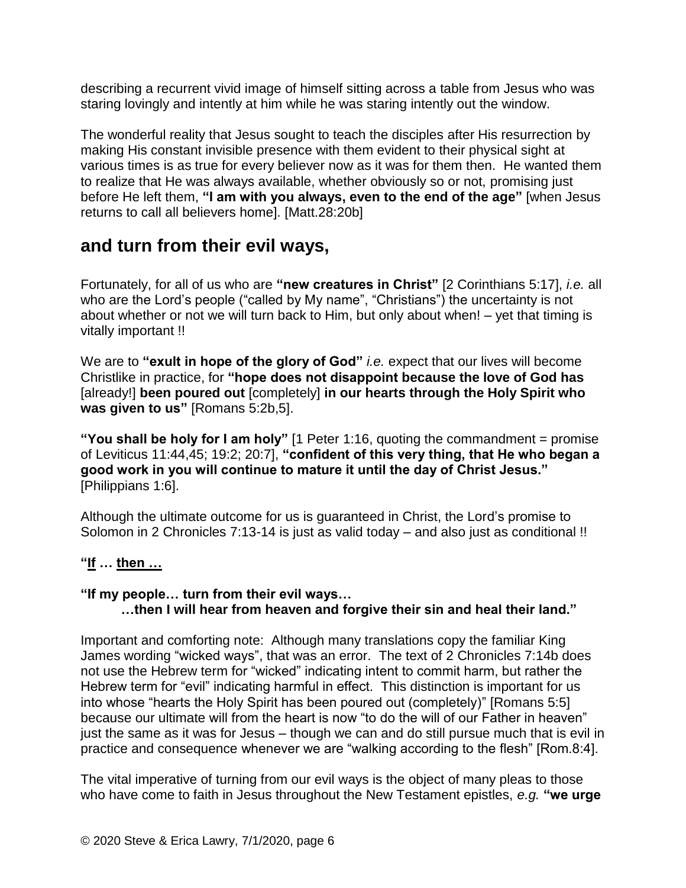describing a recurrent vivid image of himself sitting across a table from Jesus who was staring lovingly and intently at him while he was staring intently out the window.

The wonderful reality that Jesus sought to teach the disciples after His resurrection by making His constant invisible presence with them evident to their physical sight at various times is as true for every believer now as it was for them then. He wanted them to realize that He was always available, whether obviously so or not, promising just before He left them, **"I am with you always, even to the end of the age"** [when Jesus returns to call all believers home]. [Matt.28:20b]

## and turn from their evil ways,

Fortunately, for all of us who are **"new creatures in Christ"** [2 Corinthians 5:17], *i.e.* all who are the Lord's people ("called by My name", "Christians") the uncertainty is not about whether or not we will turn back to Him, but only about when! – yet that timing is vitally important !!

We are to **"exult in hope of the glory of God"** *i.e.* expect that our lives will become Christlike in practice, for **"hope does not disappoint because the love of God has** [already!] **been poured out** [completely] **in our hearts through the Holy Spirit who was given to us"** [Romans 5:2b,5].

**"You shall be holy for I am holy"** [1 Peter 1:16, quoting the commandment = promise of Leviticus 11:44,45; 19:2; 20:7], **"confident of this very thing, that He who began a good work in you will continue to mature it until the day of Christ Jesus."** [Philippians 1:6].

Although the ultimate outcome for us is guaranteed in Christ, the Lord's promise to Solomon in 2 Chronicles 7:13-14 is just as valid today – and also just as conditional !!

**"<u>If</u> … <u>then</u> …**

**"If my people… turn from their evil ways…**
**…then I will hear from heaven and forgive their sin and heal their land."**

Important and comforting note: Although many translations copy the familiar King James wording "wicked ways", that was an error. The text of 2 Chronicles 7:14b does not use the Hebrew term for "wicked" indicating intent to commit harm, but rather the Hebrew term for "evil" indicating harmful in effect. This distinction is important for us into whose "hearts the Holy Spirit has been poured out (completely)" [Romans 5:5] because our ultimate will from the heart is now "to do the will of our Father in heaven" just the same as it was for Jesus – though we can and do still pursue much that is evil in practice and consequence whenever we are "walking according to the flesh" [Rom.8:4].

The vital imperative of turning from our evil ways is the object of many pleas to those who have come to faith in Jesus throughout the New Testament epistles, *e.g.* **"we urge**

© 2020 Steve & Erica Lawry, 7/1/2020, page 6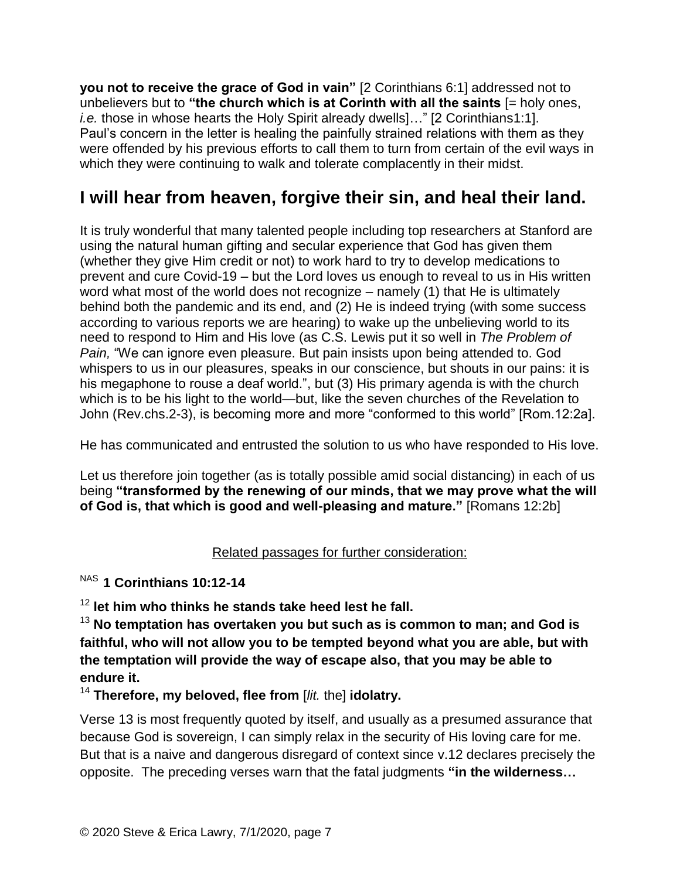**you not to receive the grace of God in vain"** [2 Corinthians 6:1] addressed not to unbelievers but to **"the church which is at Corinth with all the saints** [= holy ones, *i.e.* those in whose hearts the Holy Spirit already dwells]…" [2 Corinthians1:1]. Paul's concern in the letter is healing the painfully strained relations with them as they were offended by his previous efforts to call them to turn from certain of the evil ways in which they were continuing to walk and tolerate complacently in their midst.

## I will hear from heaven, forgive their sin, and heal their land.

It is truly wonderful that many talented people including top researchers at Stanford are using the natural human gifting and secular experience that God has given them (whether they give Him credit or not) to work hard to try to develop medications to prevent and cure Covid-19 – but the Lord loves us enough to reveal to us in His written word what most of the world does not recognize – namely (1) that He is ultimately behind both the pandemic and its end, and (2) He is indeed trying (with some success according to various reports we are hearing) to wake up the unbelieving world to its need to respond to Him and His love (as C.S. Lewis put it so well in *The Problem of Pain,* "We can ignore even pleasure. But pain insists upon being attended to. God whispers to us in our pleasures, speaks in our conscience, but shouts in our pains: it is his megaphone to rouse a deaf world.", but (3) His primary agenda is with the church which is to be his light to the world—but, like the seven churches of the Revelation to John (Rev.chs.2-3), is becoming more and more "conformed to this world" [Rom.12:2a].

He has communicated and entrusted the solution to us who have responded to His love.

Let us therefore join together (as is totally possible amid social distancing) in each of us being **"transformed by the renewing of our minds, that we may prove what the will of God is, that which is good and well-pleasing and mature."** [Romans 12:2b]

Related passages for further consideration:

NAS **1 Corinthians 10:12-14**

12 **let him who thinks he stands take heed lest he fall.**

13 **No temptation has overtaken you but such as is common to man; and God is faithful, who will not allow you to be tempted beyond what you are able, but with the temptation will provide the way of escape also, that you may be able to endure it.**

14 **Therefore, my beloved, flee from** [*lit.* the] **idolatry.**

Verse 13 is most frequently quoted by itself, and usually as a presumed assurance that because God is sovereign, I can simply relax in the security of His loving care for me. But that is a naive and dangerous disregard of context since v.12 declares precisely the opposite. The preceding verses warn that the fatal judgments **"in the wilderness…**

© 2020 Steve & Erica Lawry, 7/1/2020, page 7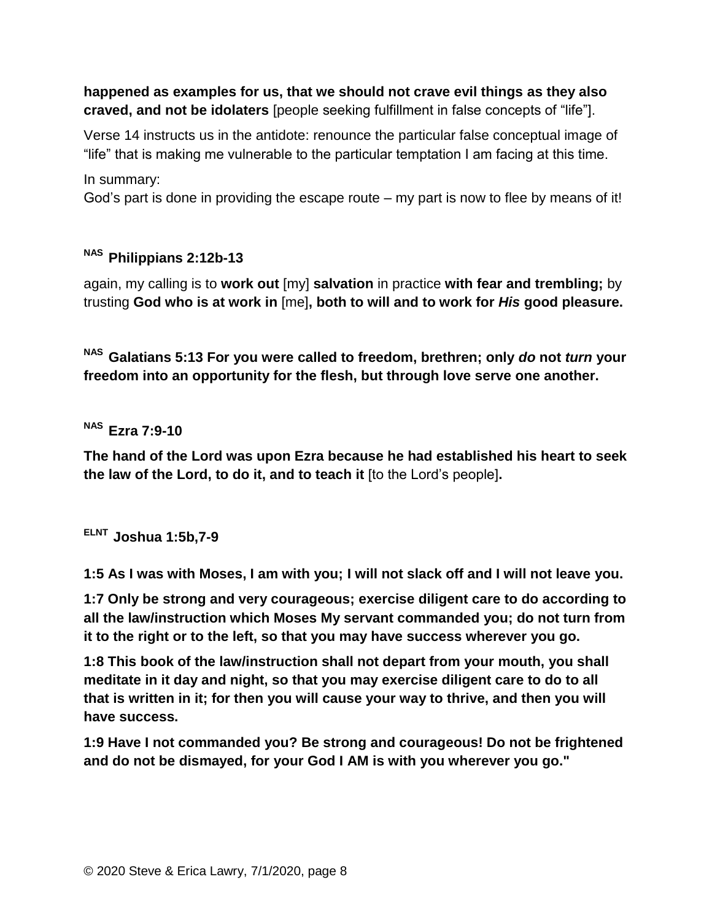**happened as examples for us, that we should not crave evil things as they also craved, and not be idolaters** [people seeking fulfillment in false concepts of “life”].

Verse 14 instructs us in the antidote: renounce the particular false conceptual image of “life” that is making me vulnerable to the particular temptation I am facing at this time.

In summary:
God’s part is done in providing the escape route – my part is now to flee by means of it!

### NAS Philippians 2:12b-13

again, my calling is to **work out** [my] **salvation** in practice **with fear and trembling;** by trusting **God who is at work in** [me]**, both to will and to work for *His* good pleasure.**

### NAS Galatians 5:13 For you were called to freedom, brethren; only *do* not *turn* your freedom into an opportunity for the flesh, but through love serve one another.

### NAS Ezra 7:9-10

**The hand of the Lord was upon Ezra because he had established his heart to seek the law of the Lord, to do it, and to teach it** [to the Lord’s people]**.**

### ELNT Joshua 1:5b,7-9

**1:5 As I was with Moses, I am with you; I will not slack off and I will not leave you.**

**1:7 Only be strong and very courageous; exercise diligent care to do according to all the law/instruction which Moses My servant commanded you; do not turn from it to the right or to the left, so that you may have success wherever you go.**

**1:8 This book of the law/instruction shall not depart from your mouth, you shall meditate in it day and night, so that you may exercise diligent care to do to all that is written in it; for then you will cause your way to thrive, and then you will have success.**

**1:9 Have I not commanded you? Be strong and courageous! Do not be frightened and do not be dismayed, for your God I AM is with you wherever you go."**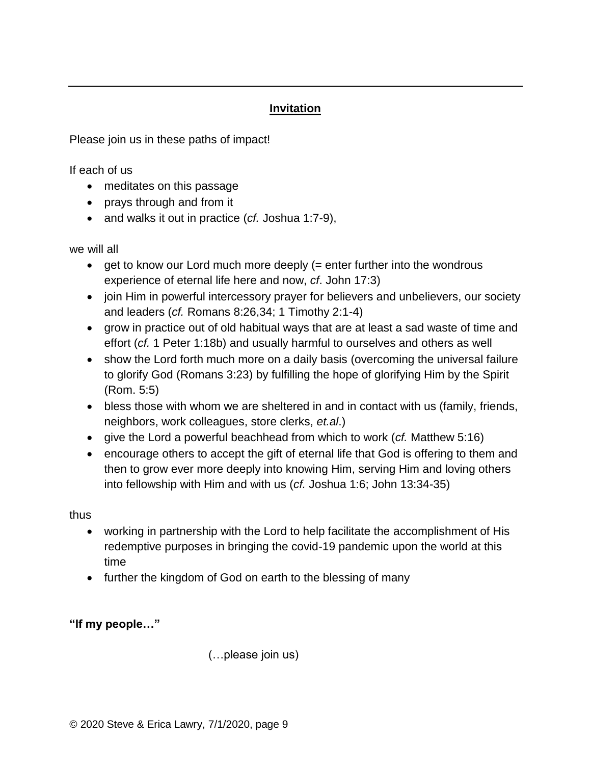## **Invitation**

Please join us in these paths of impact!

If each of us

- meditates on this passage
- prays through and from it
- and walks it out in practice (*cf.* Joshua 1:7-9),

we will all

- get to know our Lord much more deeply (= enter further into the wondrous experience of eternal life here and now, *cf*. John 17:3)
- join Him in powerful intercessory prayer for believers and unbelievers, our society and leaders (*cf.* Romans 8:26,34; 1 Timothy 2:1-4)
- grow in practice out of old habitual ways that are at least a sad waste of time and effort (*cf.* 1 Peter 1:18b) and usually harmful to ourselves and others as well
- show the Lord forth much more on a daily basis (overcoming the universal failure to glorify God (Romans 3:23) by fulfilling the hope of glorifying Him by the Spirit (Rom. 5:5)
- bless those with whom we are sheltered in and in contact with us (family, friends, neighbors, work colleagues, store clerks, *et.al*.)
- give the Lord a powerful beachhead from which to work (*cf.* Matthew 5:16)
- encourage others to accept the gift of eternal life that God is offering to them and then to grow ever more deeply into knowing Him, serving Him and loving others into fellowship with Him and with us (*cf.* Joshua 1:6; John 13:34-35)

thus

- working in partnership with the Lord to help facilitate the accomplishment of His redemptive purposes in bringing the covid-19 pandemic upon the world at this time
- further the kingdom of God on earth to the blessing of many

**"If my people…"**

(…please join us)

© 2020 Steve & Erica Lawry, 7/1/2020